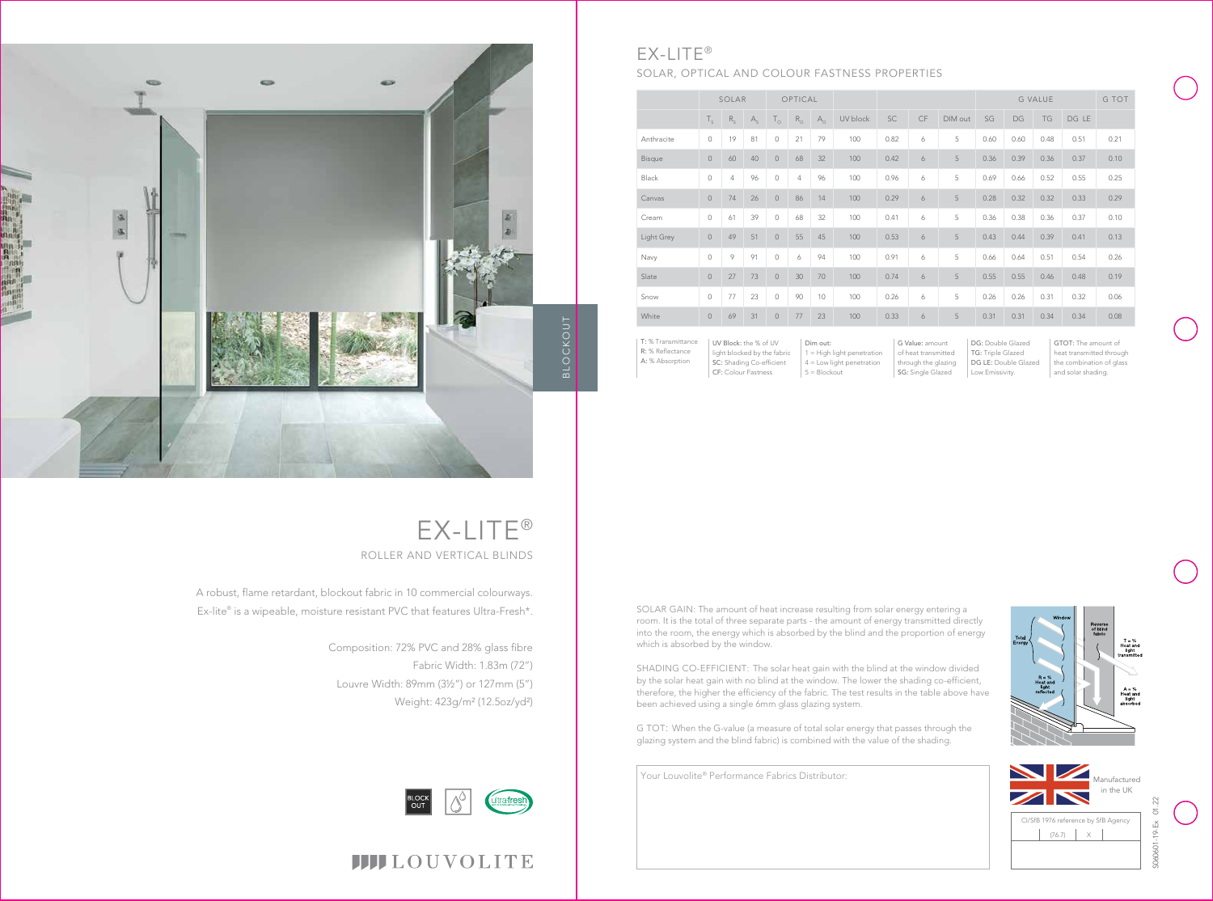BLOCKOUT

# EX-LITE®

## ROLLER AND VERTICAL BLINDS

A robust, flame retardant, blockout fabric in 10 commercial colourways. Ex-lite® is a wipeable, moisture resistant PVC that features Ultra-Fresh*.

Composition: 72% PVC and 28% glass fibre
Fabric Width: 1.83m (72")
Louvre Width: 89mm (3½") or 127mm (5")
Weight: 423g/m² (12.5oz/yd²)

BLOCK OUT

ultrafresh

LOUVOLITE

# EX-LITE®

## SOLAR, OPTICAL AND COLOUR FASTNESS PROPERTIES

| | SOLAR | | | OPTICAL | | | | | | | G VALUE | | | | G TOT |
|---|---|---|---|---|---|---|---|---|---|---|---|---|---|---|---|
| | $T_s$ | $R_s$ | $A_s$ | $T_o$ | $R_o$ | $A_o$ | UV block | SC | CF | DIM out | SG | DG | TG | DG LE | |
| Anthracite | 0 | 19 | 81 | 0 | 21 | 79 | 100 | 0.82 | 6 | 5 | 0.60 | 0.60 | 0.48 | 0.51 | 0.21 |
| Bisque | 0 | 60 | 40 | 0 | 68 | 32 | 100 | 0.42 | 6 | 5 | 0.36 | 0.39 | 0.36 | 0.37 | 0.10 |
| Black | 0 | 4 | 96 | 0 | 4 | 96 | 100 | 0.96 | 6 | 5 | 0.69 | 0.66 | 0.52 | 0.55 | 0.25 |
| Canvas | 0 | 74 | 26 | 0 | 86 | 14 | 100 | 0.29 | 6 | 5 | 0.28 | 0.32 | 0.32 | 0.33 | 0.29 |
| Cream | 0 | 61 | 39 | 0 | 68 | 32 | 100 | 0.41 | 6 | 5 | 0.36 | 0.38 | 0.36 | 0.37 | 0.10 |
| Light Grey | 0 | 49 | 51 | 0 | 55 | 45 | 100 | 0.53 | 6 | 5 | 0.43 | 0.44 | 0.39 | 0.41 | 0.13 |
| Navy | 0 | 9 | 91 | 0 | 6 | 94 | 100 | 0.91 | 6 | 5 | 0.66 | 0.64 | 0.51 | 0.54 | 0.26 |
| Slate | 0 | 27 | 73 | 0 | 30 | 70 | 100 | 0.74 | 6 | 5 | 0.55 | 0.55 | 0.46 | 0.48 | 0.19 |
| Snow | 0 | 77 | 23 | 0 | 90 | 10 | 100 | 0.26 | 6 | 5 | 0.26 | 0.26 | 0.31 | 0.32 | 0.06 |
| White | 0 | 69 | 31 | 0 | 77 | 23 | 100 | 0.33 | 6 | 5 | 0.31 | 0.31 | 0.34 | 0.34 | 0.08 |

**T:** % Transmittance
**R:** % Reflectance
**A:** % Absorption

**UV Block:** the % of UV light blocked by the fabric
**SC:** Shading Co-efficient
**CF:** Colour Fastness

**Dim out:**
1 = High light penetration
4 = Low light penetration
5 = Blockout

**G Value:** amount of heat transmitted through the glazing
**SG:** Single Glazed

**DG:** Double Glazed
**TG:** Triple Glazed
**DG LE:** Double Glazed Low Emissivity.

**GTOT:** The amount of heat transmitted through the combination of glass and solar shading.

SOLAR GAIN: The amount of heat increase resulting from solar energy entering a room. It is the total of three separate parts - the amount of energy transmitted directly into the room, the energy which is absorbed by the blind and the proportion of energy which is absorbed by the window.

SHADING CO-EFFICIENT: The solar heat gain with the blind at the window divided by the solar heat gain with no blind at the window. The lower the shading co-efficient, therefore, the higher the efficiency of the fabric. The test results in the table above have been achieved using a single 6mm glass glazing system.

G TOT: When the G-value (a measure of total solar energy that passes through the glazing system and the blind fabric) is combined with the value of the shading.

Window — Reverse of blind fabric — Total Energy — T = % Heat and light transmitted — R = % Heat and light reflected — A = % Heat and light absorbed

Your Louvolite® Performance Fabrics Distributor:

Manufactured in the UK

CI/SfB 1976 reference by SfB Agency

| (76.7) | X |
|---|---|

S060601-19-Ex 01.22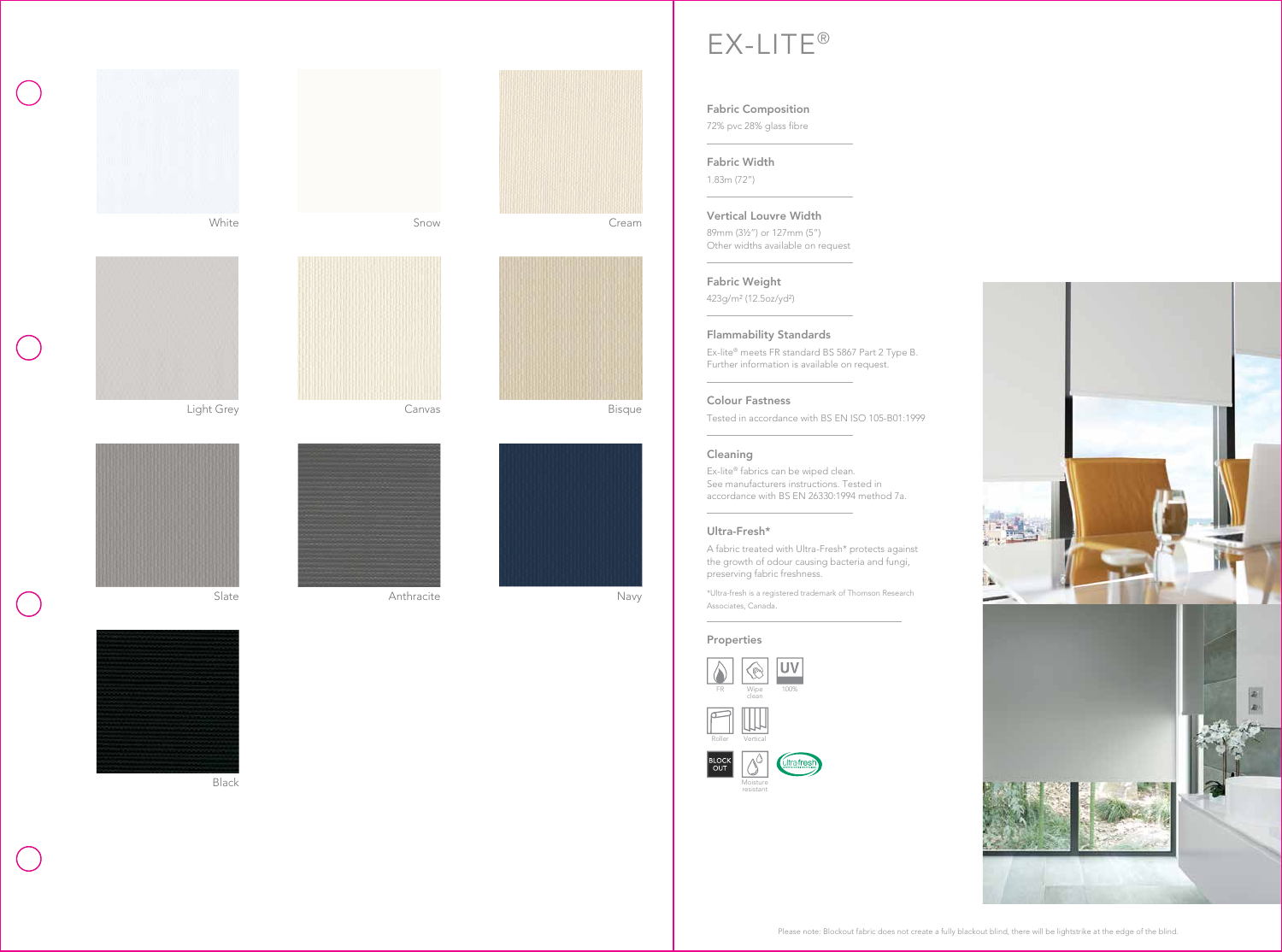White

Snow

Cream

Light Grey

Canvas

Bisque

Slate

Anthracite

Navy

Black

# EX-LITE®

### Fabric Composition

72% pvc 28% glass fibre

### Fabric Width

1.83m (72")

### Vertical Louvre Width

89mm (3½") or 127mm (5")
Other widths available on request

### Fabric Weight

423g/m² (12.5oz/yd²)

### Flammability Standards

Ex-lite® meets FR standard BS 5867 Part 2 Type B.
Further information is available on request.

### Colour Fastness

Tested in accordance with BS EN ISO 105-B01:1999

### Cleaning

Ex-lite® fabrics can be wiped clean.
See manufacturers instructions. Tested in accordance with BS EN 26330:1994 method 7a.

### Ultra-Fresh*

A fabric treated with Ultra-Fresh* protects against the growth of odour causing bacteria and fungi, preserving fabric freshness.

*Ultra-fresh is a registered trademark of Thomson Research Associates, Canada.

### Properties

FR

Wipe clean

UV 100%

Roller

Vertical

BLOCK OUT

Moisture resistant

Ultra-fresh

Please note: Blockout fabric does not create a fully blackout blind, there will be lightstrike at the edge of the blind.